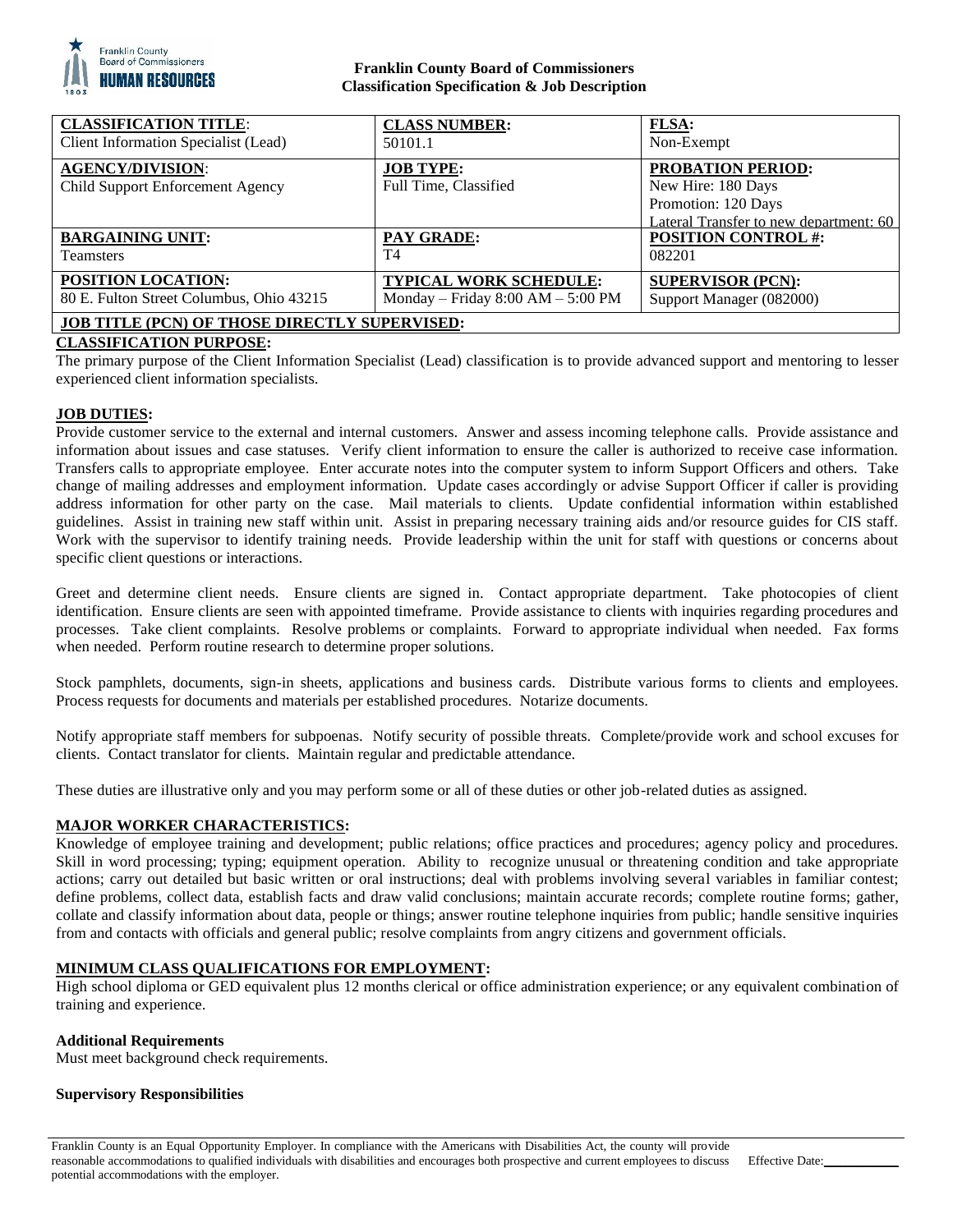**Franklin County Board of Commissioners**
**Classification Specification & Job Description**

| **CLASSIFICATION TITLE**: Client Information Specialist (Lead) | **CLASS NUMBER:** 50101.1 | **FLSA:** Non-Exempt |
|---|---|---|
| **AGENCY/DIVISION**: Child Support Enforcement Agency | **JOB TYPE:** Full Time, Classified | **PROBATION PERIOD:** New Hire: 180 Days<br>Promotion: 120 Days<br>Lateral Transfer to new department: 60 |
| **BARGAINING UNIT:** Teamsters | **PAY GRADE:** T4 | **POSITION CONTROL #:** 082201 |
| **POSITION LOCATION:** 80 E. Fulton Street Columbus, Ohio 43215 | **TYPICAL WORK SCHEDULE:** Monday – Friday 8:00 AM – 5:00 PM | **SUPERVISOR (PCN):** Support Manager (082000) |
| **JOB TITLE (PCN) OF THOSE DIRECTLY SUPERVISED:** | | |

**CLASSIFICATION PURPOSE:**

The primary purpose of the Client Information Specialist (Lead) classification is to provide advanced support and mentoring to lesser experienced client information specialists.

**JOB DUTIES:**

Provide customer service to the external and internal customers. Answer and assess incoming telephone calls. Provide assistance and information about issues and case statuses. Verify client information to ensure the caller is authorized to receive case information. Transfers calls to appropriate employee. Enter accurate notes into the computer system to inform Support Officers and others. Take change of mailing addresses and employment information. Update cases accordingly or advise Support Officer if caller is providing address information for other party on the case. Mail materials to clients. Update confidential information within established guidelines. Assist in training new staff within unit. Assist in preparing necessary training aids and/or resource guides for CIS staff. Work with the supervisor to identify training needs. Provide leadership within the unit for staff with questions or concerns about specific client questions or interactions.

Greet and determine client needs. Ensure clients are signed in. Contact appropriate department. Take photocopies of client identification. Ensure clients are seen with appointed timeframe. Provide assistance to clients with inquiries regarding procedures and processes. Take client complaints. Resolve problems or complaints. Forward to appropriate individual when needed. Fax forms when needed. Perform routine research to determine proper solutions.

Stock pamphlets, documents, sign-in sheets, applications and business cards. Distribute various forms to clients and employees. Process requests for documents and materials per established procedures. Notarize documents.

Notify appropriate staff members for subpoenas. Notify security of possible threats. Complete/provide work and school excuses for clients. Contact translator for clients. Maintain regular and predictable attendance.

These duties are illustrative only and you may perform some or all of these duties or other job-related duties as assigned.

**MAJOR WORKER CHARACTERISTICS:**

Knowledge of employee training and development; public relations; office practices and procedures; agency policy and procedures. Skill in word processing; typing; equipment operation. Ability to recognize unusual or threatening condition and take appropriate actions; carry out detailed but basic written or oral instructions; deal with problems involving several variables in familiar contest; define problems, collect data, establish facts and draw valid conclusions; maintain accurate records; complete routine forms; gather, collate and classify information about data, people or things; answer routine telephone inquiries from public; handle sensitive inquiries from and contacts with officials and general public; resolve complaints from angry citizens and government officials.

**MINIMUM CLASS QUALIFICATIONS FOR EMPLOYMENT:**

High school diploma or GED equivalent plus 12 months clerical or office administration experience; or any equivalent combination of training and experience.

**Additional Requirements**

Must meet background check requirements.

**Supervisory Responsibilities**

Franklin County is an Equal Opportunity Employer. In compliance with the Americans with Disabilities Act, the county will provide reasonable accommodations to qualified individuals with disabilities and encourages both prospective and current employees to discuss potential accommodations with the employer. Effective Date: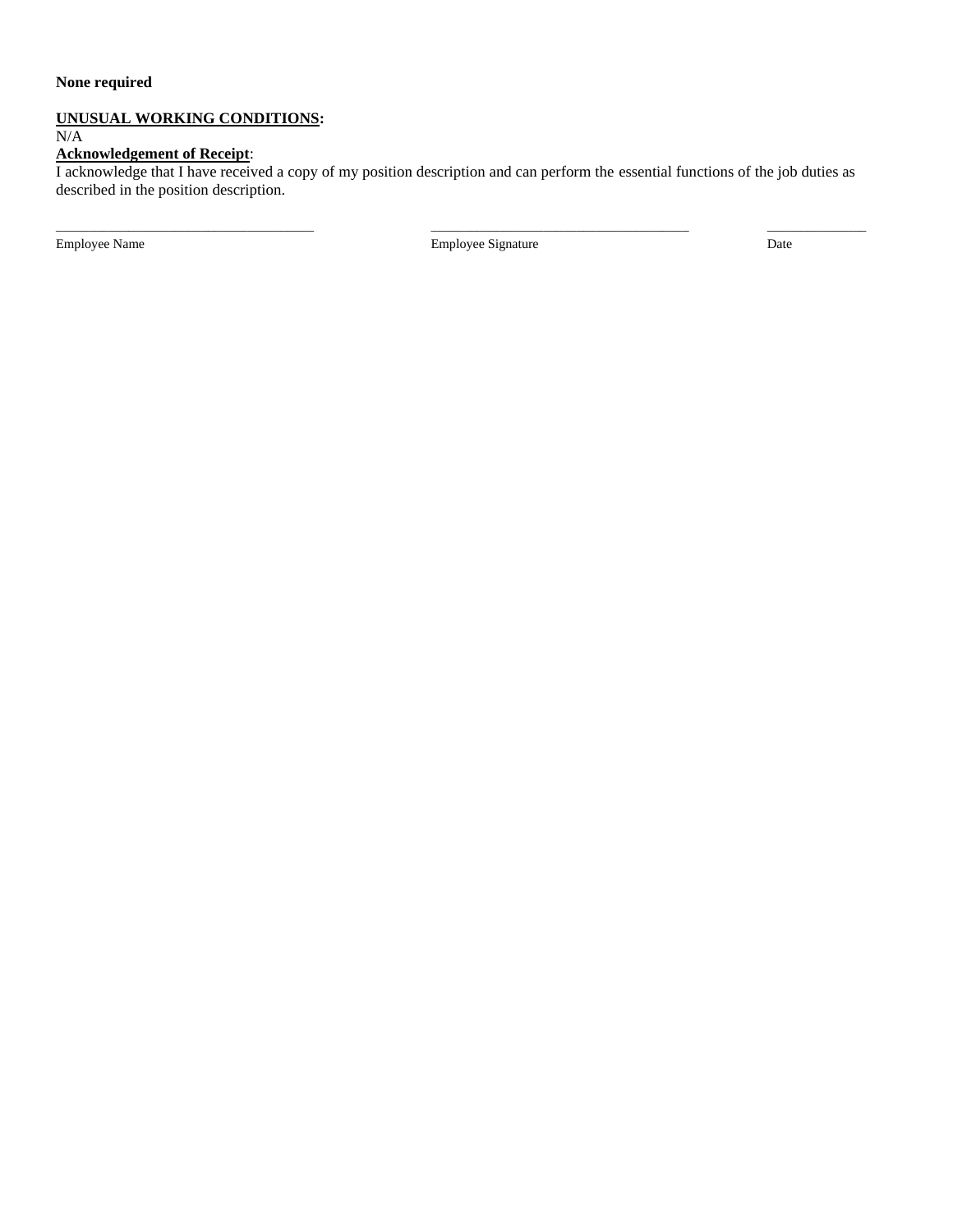**None required**

**UNUSUAL WORKING CONDITIONS:**
N/A

**Acknowledgement of Receipt**:
I acknowledge that I have received a copy of my position description and can perform the essential functions of the job duties as described in the position description.

| | | |
|---|---|---|
| ______________________________________ | ______________________________________ | ______________ |
| Employee Name | Employee Signature | Date |